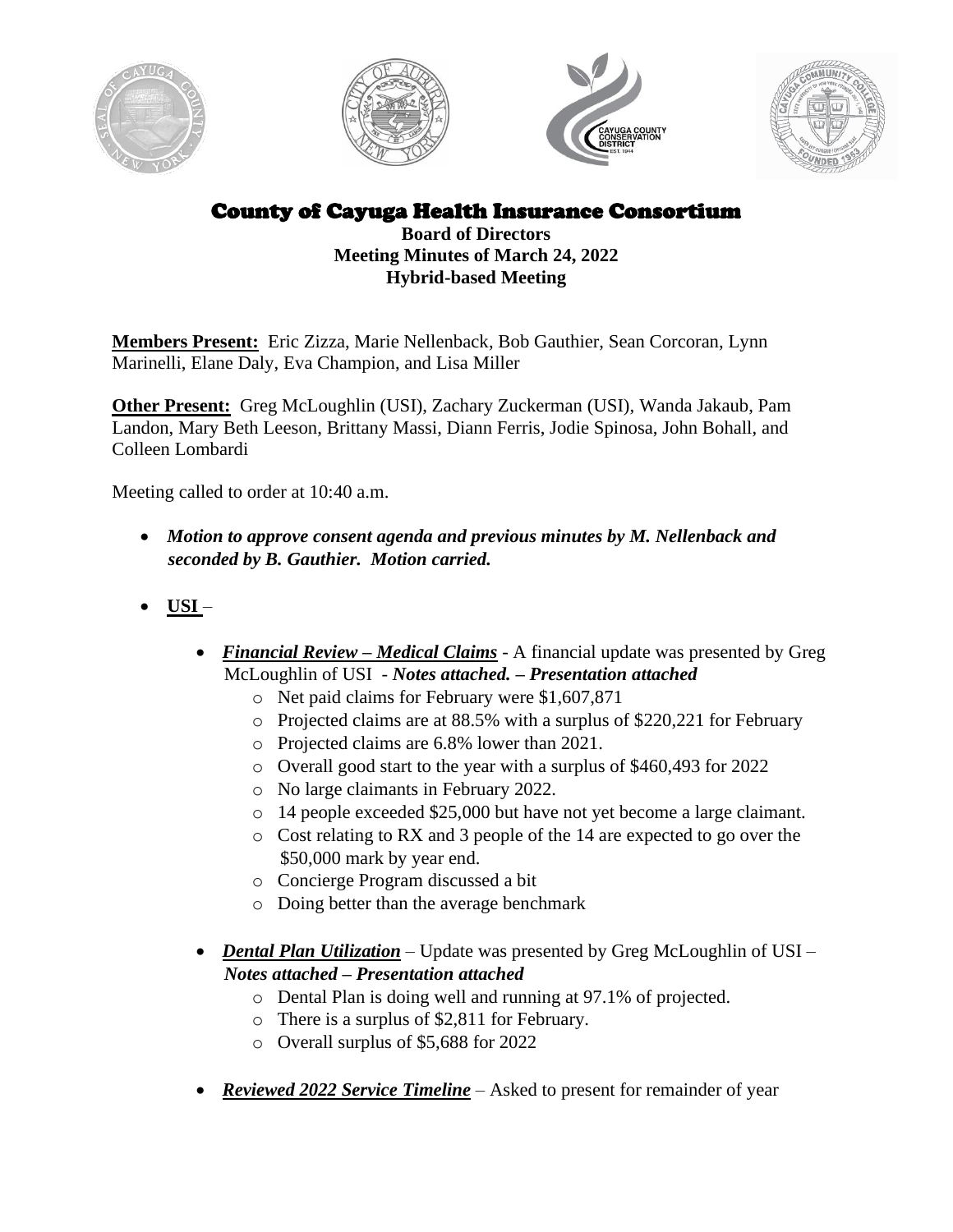# County of Cayuga Health Insurance Consortium

**Board of Directors**
**Meeting Minutes of March 24, 2022**
**Hybrid-based Meeting**

**Members Present:** Eric Zizza, Marie Nellenback, Bob Gauthier, Sean Corcoran, Lynn Marinelli, Elane Daly, Eva Champion, and Lisa Miller

**Other Present:** Greg McLoughlin (USI), Zachary Zuckerman (USI), Wanda Jakaub, Pam Landon, Mary Beth Leeson, Brittany Massi, Diann Ferris, Jodie Spinosa, John Bohall, and Colleen Lombardi

Meeting called to order at 10:40 a.m.

- ***Motion to approve consent agenda and previous minutes by M. Nellenback and seconded by B. Gauthier. Motion carried.***

- **USI** –

  - ***Financial Review – Medical Claims*** - A financial update was presented by Greg McLoughlin of USI - ***Notes attached. – Presentation attached***
    - Net paid claims for February were $1,607,871
    - Projected claims are at 88.5% with a surplus of $220,221 for February
    - Projected claims are 6.8% lower than 2021.
    - Overall good start to the year with a surplus of $460,493 for 2022
    - No large claimants in February 2022.
    - 14 people exceeded $25,000 but have not yet become a large claimant.
    - Cost relating to RX and 3 people of the 14 are expected to go over the $50,000 mark by year end.
    - Concierge Program discussed a bit
    - Doing better than the average benchmark

  - ***Dental Plan Utilization*** – Update was presented by Greg McLoughlin of USI – ***Notes attached – Presentation attached***
    - Dental Plan is doing well and running at 97.1% of projected.
    - There is a surplus of $2,811 for February.
    - Overall surplus of $5,688 for 2022

  - ***Reviewed 2022 Service Timeline*** – Asked to present for remainder of year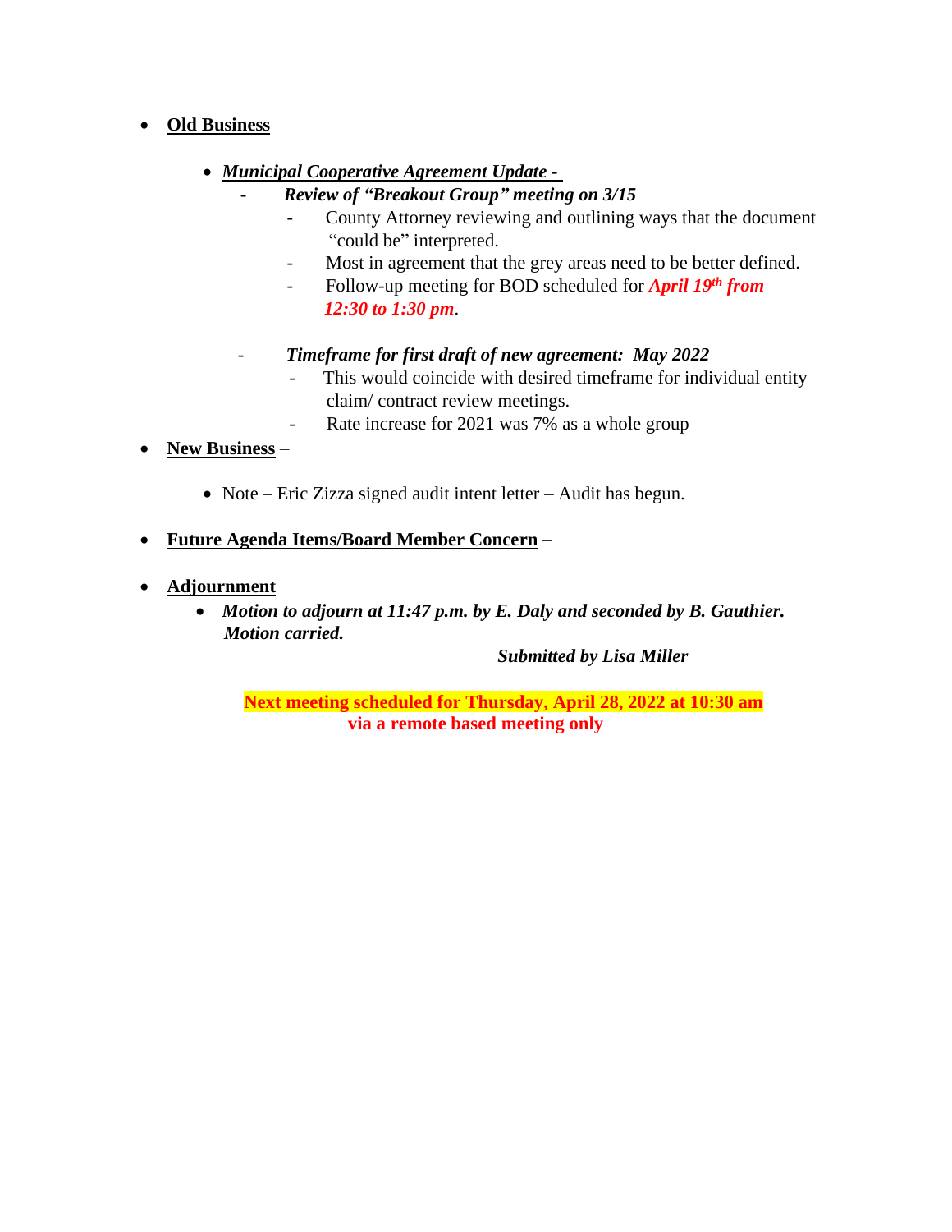- **<u>Old Business</u>** –

  - ***<u>Municipal Cooperative Agreement Update -</u>***
    - ***Review of "Breakout Group" meeting on 3/15***
      - County Attorney reviewing and outlining ways that the document "could be" interpreted.
      - Most in agreement that the grey areas need to be better defined.
      - Follow-up meeting for BOD scheduled for ***April 19th from 12:30 to 1:30 pm***.

    - ***Timeframe for first draft of new agreement: May 2022***
      - This would coincide with desired timeframe for individual entity claim/ contract review meetings.
      - Rate increase for 2021 was 7% as a whole group

- **<u>New Business</u>** –

  - Note – Eric Zizza signed audit intent letter – Audit has begun.

- **<u>Future Agenda Items/Board Member Concern</u>** –

- **<u>Adjournment</u>**
  - ***Motion to adjourn at 11:47 p.m. by E. Daly and seconded by B. Gauthier. Motion carried.***

***Submitted by Lisa Miller***

**Next meeting scheduled for Thursday, April 28, 2022 at 10:30 am via a remote based meeting only**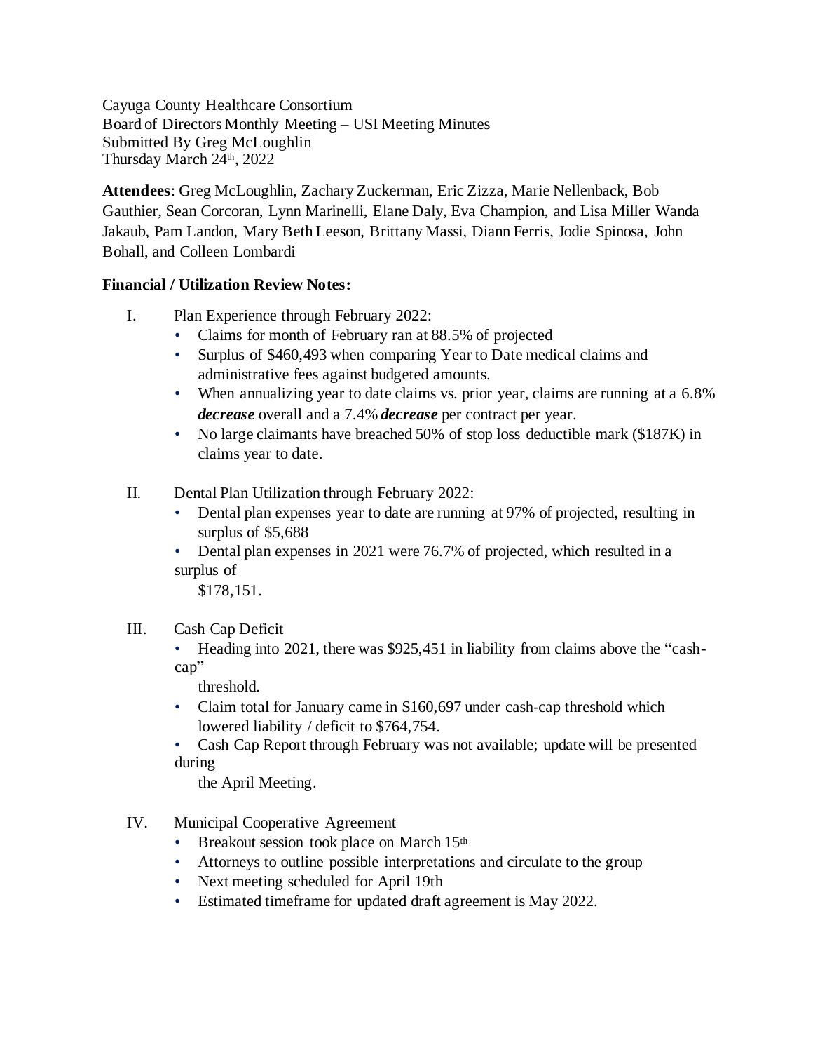Cayuga County Healthcare Consortium
Board of Directors Monthly Meeting – USI Meeting Minutes
Submitted By Greg McLoughlin
Thursday March 24th, 2022

**Attendees**: Greg McLoughlin, Zachary Zuckerman, Eric Zizza, Marie Nellenback, Bob Gauthier, Sean Corcoran, Lynn Marinelli, Elane Daly, Eva Champion, and Lisa Miller Wanda Jakaub, Pam Landon, Mary Beth Leeson, Brittany Massi, Diann Ferris, Jodie Spinosa, John Bohall, and Colleen Lombardi

**Financial / Utilization Review Notes:**

I. Plan Experience through February 2022:
- Claims for month of February ran at 88.5% of projected
- Surplus of $460,493 when comparing Year to Date medical claims and administrative fees against budgeted amounts.
- When annualizing year to date claims vs. prior year, claims are running at a 6.8% ***decrease*** overall and a 7.4% ***decrease*** per contract per year.
- No large claimants have breached 50% of stop loss deductible mark ($187K) in claims year to date.

II. Dental Plan Utilization through February 2022:
- Dental plan expenses year to date are running at 97% of projected, resulting in surplus of $5,688
- Dental plan expenses in 2021 were 76.7% of projected, which resulted in a surplus of $178,151.

III. Cash Cap Deficit
- Heading into 2021, there was $925,451 in liability from claims above the "cash-cap" threshold.
- Claim total for January came in $160,697 under cash-cap threshold which lowered liability / deficit to $764,754.
- Cash Cap Report through February was not available; update will be presented during the April Meeting.

IV. Municipal Cooperative Agreement
- Breakout session took place on March 15th
- Attorneys to outline possible interpretations and circulate to the group
- Next meeting scheduled for April 19th
- Estimated timeframe for updated draft agreement is May 2022.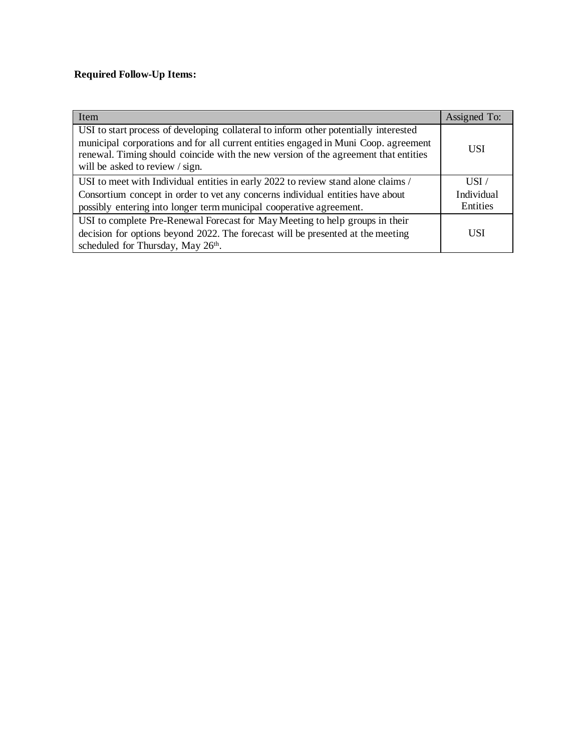**Required Follow-Up Items:**

| Item | Assigned To: |
|---|---|
| USI to start process of developing collateral to inform other potentially interested municipal corporations and for all current entities engaged in Muni Coop. agreement renewal. Timing should coincide with the new version of the agreement that entities will be asked to review / sign. | USI |
| USI to meet with Individual entities in early 2022 to review stand alone claims / Consortium concept in order to vet any concerns individual entities have about possibly entering into longer term municipal cooperative agreement. | USI / Individual Entities |
| USI to complete Pre-Renewal Forecast for May Meeting to help groups in their decision for options beyond 2022. The forecast will be presented at the meeting scheduled for Thursday, May 26th. | USI |